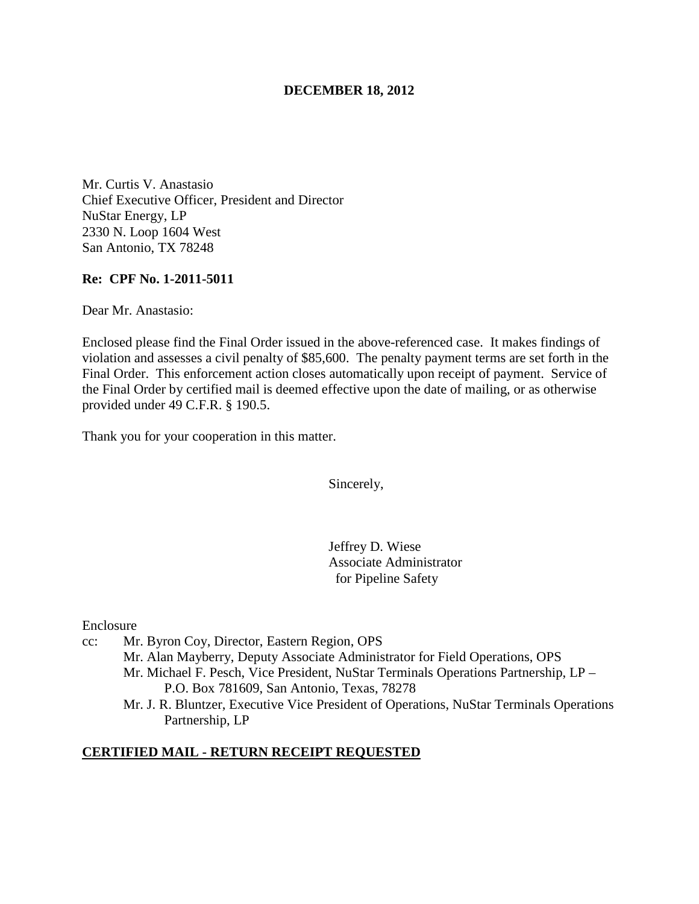**DECEMBER 18, 2012**

Mr. Curtis V. Anastasio
Chief Executive Officer, President and Director
NuStar Energy, LP
2330 N. Loop 1604 West
San Antonio, TX 78248

**Re: CPF No. 1-2011-5011**

Dear Mr. Anastasio:

Enclosed please find the Final Order issued in the above-referenced case. It makes findings of violation and assesses a civil penalty of $85,600. The penalty payment terms are set forth in the Final Order. This enforcement action closes automatically upon receipt of payment. Service of the Final Order by certified mail is deemed effective upon the date of mailing, or as otherwise provided under 49 C.F.R. § 190.5.

Thank you for your cooperation in this matter.

Sincerely,

Jeffrey D. Wiese
Associate Administrator
for Pipeline Safety

Enclosure

cc: Mr. Byron Coy, Director, Eastern Region, OPS
Mr. Alan Mayberry, Deputy Associate Administrator for Field Operations, OPS
Mr. Michael F. Pesch, Vice President, NuStar Terminals Operations Partnership, LP – P.O. Box 781609, San Antonio, Texas, 78278
Mr. J. R. Bluntzer, Executive Vice President of Operations, NuStar Terminals Operations Partnership, LP

**CERTIFIED MAIL - RETURN RECEIPT REQUESTED**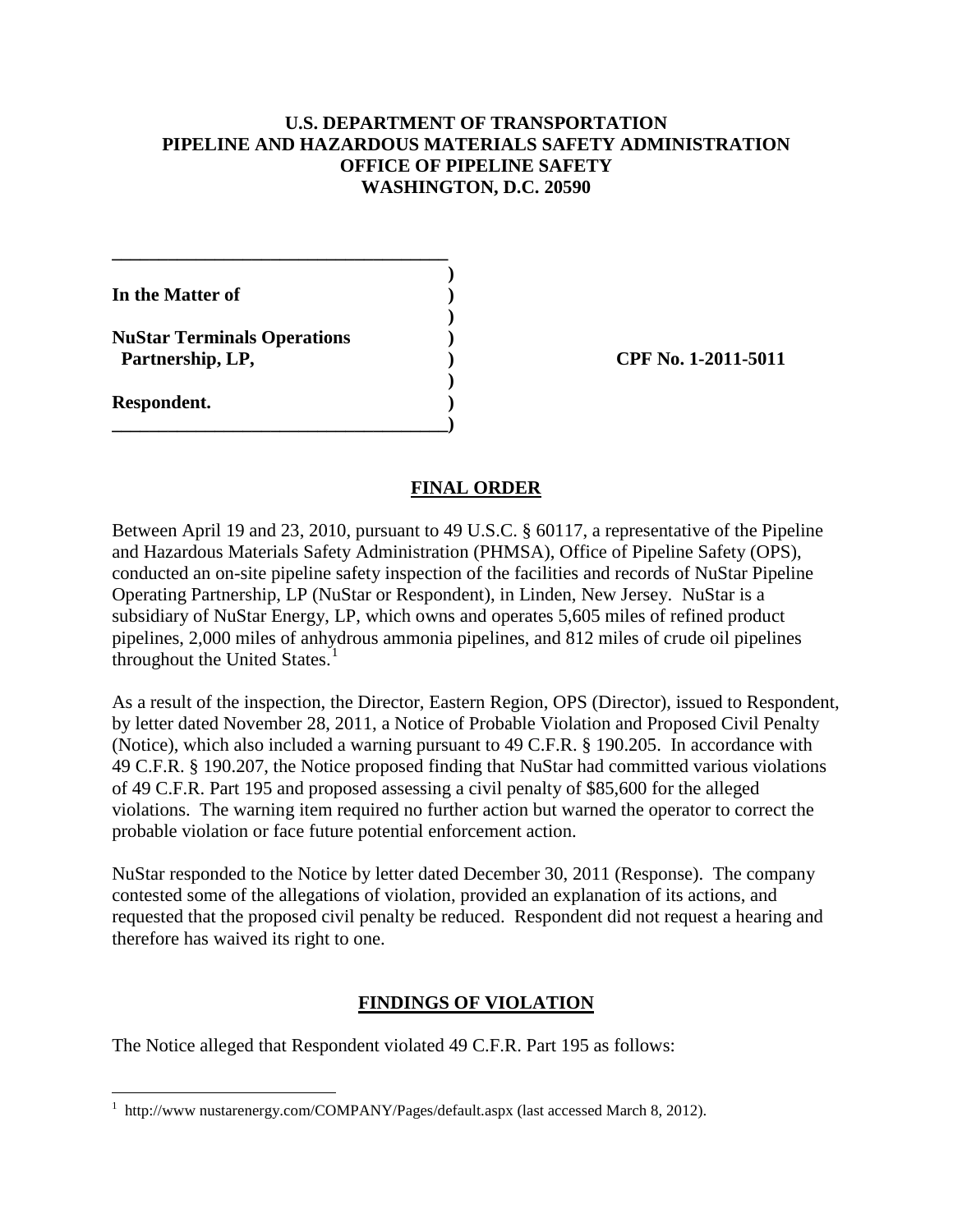**U.S. DEPARTMENT OF TRANSPORTATION**
**PIPELINE AND HAZARDOUS MATERIALS SAFETY ADMINISTRATION**
**OFFICE OF PIPELINE SAFETY**
**WASHINGTON, D.C. 20590**

| | | |
|---|---|---|
| **In the Matter of** | ) | |
| | ) | |
| **NuStar Terminals Operations Partnership, LP,** | ) | **CPF No. 1-2011-5011** |
| | ) | |
| **Respondent.** | ) | |

## FINAL ORDER

Between April 19 and 23, 2010, pursuant to 49 U.S.C. § 60117, a representative of the Pipeline and Hazardous Materials Safety Administration (PHMSA), Office of Pipeline Safety (OPS), conducted an on-site pipeline safety inspection of the facilities and records of NuStar Pipeline Operating Partnership, LP (NuStar or Respondent), in Linden, New Jersey. NuStar is a subsidiary of NuStar Energy, LP, which owns and operates 5,605 miles of refined product pipelines, 2,000 miles of anhydrous ammonia pipelines, and 812 miles of crude oil pipelines throughout the United States.[1]

As a result of the inspection, the Director, Eastern Region, OPS (Director), issued to Respondent, by letter dated November 28, 2011, a Notice of Probable Violation and Proposed Civil Penalty (Notice), which also included a warning pursuant to 49 C.F.R. § 190.205. In accordance with 49 C.F.R. § 190.207, the Notice proposed finding that NuStar had committed various violations of 49 C.F.R. Part 195 and proposed assessing a civil penalty of $85,600 for the alleged violations. The warning item required no further action but warned the operator to correct the probable violation or face future potential enforcement action.

NuStar responded to the Notice by letter dated December 30, 2011 (Response). The company contested some of the allegations of violation, provided an explanation of its actions, and requested that the proposed civil penalty be reduced. Respondent did not request a hearing and therefore has waived its right to one.

## FINDINGS OF VIOLATION

The Notice alleged that Respondent violated 49 C.F.R. Part 195 as follows:

---

[1] http://www nustarenergy.com/COMPANY/Pages/default.aspx (last accessed March 8, 2012).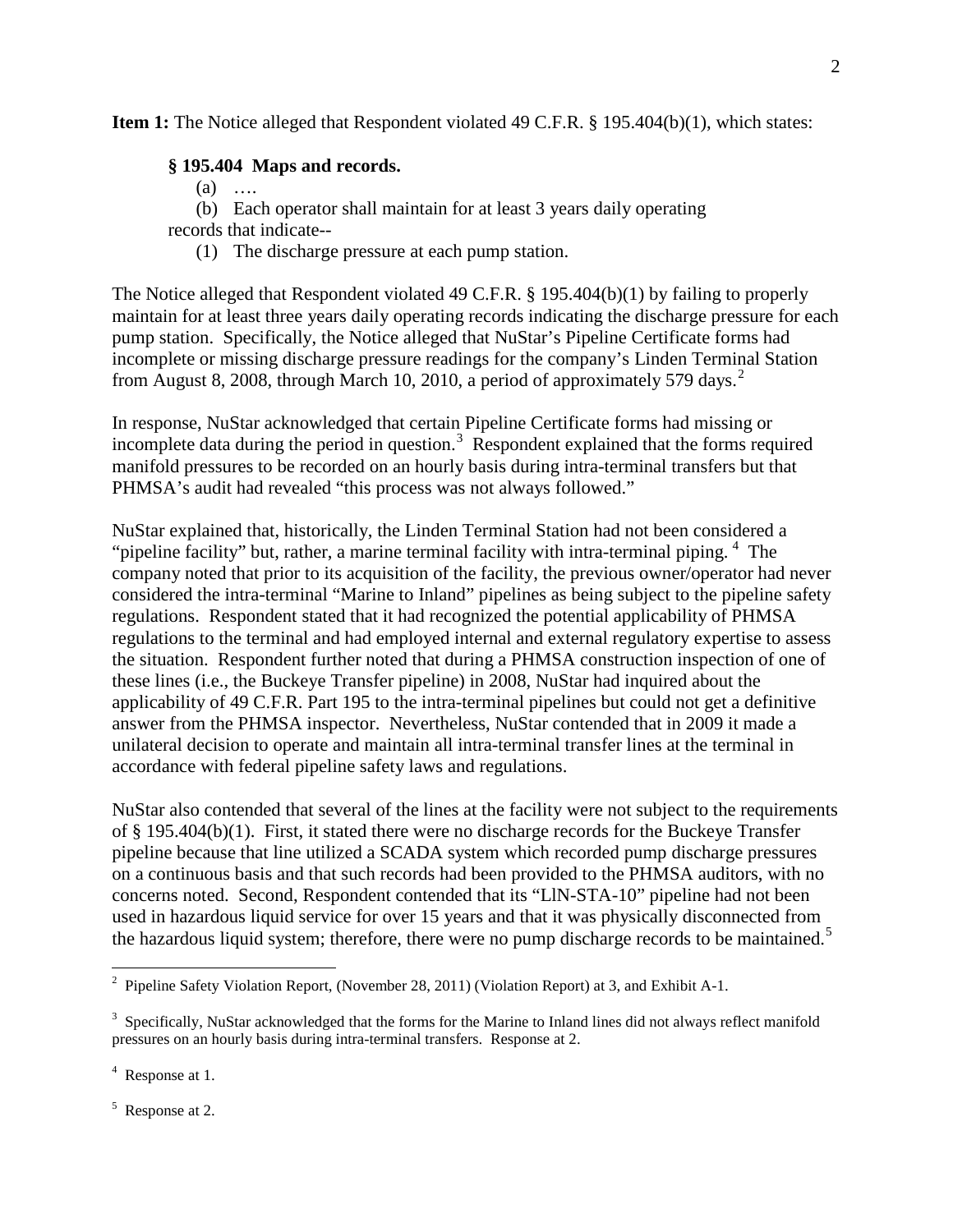**Item 1:** The Notice alleged that Respondent violated 49 C.F.R. § 195.404(b)(1), which states:

> **§ 195.404 Maps and records.**
>
> (a) ….
>
> (b) Each operator shall maintain for at least 3 years daily operating records that indicate--
>
> (1) The discharge pressure at each pump station.

The Notice alleged that Respondent violated 49 C.F.R. § 195.404(b)(1) by failing to properly maintain for at least three years daily operating records indicating the discharge pressure for each pump station. Specifically, the Notice alleged that NuStar's Pipeline Certificate forms had incomplete or missing discharge pressure readings for the company's Linden Terminal Station from August 8, 2008, through March 10, 2010, a period of approximately 579 days.[2]

In response, NuStar acknowledged that certain Pipeline Certificate forms had missing or incomplete data during the period in question.[3] Respondent explained that the forms required manifold pressures to be recorded on an hourly basis during intra-terminal transfers but that PHMSA's audit had revealed "this process was not always followed."

NuStar explained that, historically, the Linden Terminal Station had not been considered a "pipeline facility" but, rather, a marine terminal facility with intra-terminal piping.[4] The company noted that prior to its acquisition of the facility, the previous owner/operator had never considered the intra-terminal "Marine to Inland" pipelines as being subject to the pipeline safety regulations. Respondent stated that it had recognized the potential applicability of PHMSA regulations to the terminal and had employed internal and external regulatory expertise to assess the situation. Respondent further noted that during a PHMSA construction inspection of one of these lines (i.e., the Buckeye Transfer pipeline) in 2008, NuStar had inquired about the applicability of 49 C.F.R. Part 195 to the intra-terminal pipelines but could not get a definitive answer from the PHMSA inspector. Nevertheless, NuStar contended that in 2009 it made a unilateral decision to operate and maintain all intra-terminal transfer lines at the terminal in accordance with federal pipeline safety laws and regulations.

NuStar also contended that several of the lines at the facility were not subject to the requirements of § 195.404(b)(1). First, it stated there were no discharge records for the Buckeye Transfer pipeline because that line utilized a SCADA system which recorded pump discharge pressures on a continuous basis and that such records had been provided to the PHMSA auditors, with no concerns noted. Second, Respondent contended that its "LIN-STA-10" pipeline had not been used in hazardous liquid service for over 15 years and that it was physically disconnected from the hazardous liquid system; therefore, there were no pump discharge records to be maintained.[5]

---

[2] Pipeline Safety Violation Report, (November 28, 2011) (Violation Report) at 3, and Exhibit A-1.

[3] Specifically, NuStar acknowledged that the forms for the Marine to Inland lines did not always reflect manifold pressures on an hourly basis during intra-terminal transfers. Response at 2.

[4] Response at 1.

[5] Response at 2.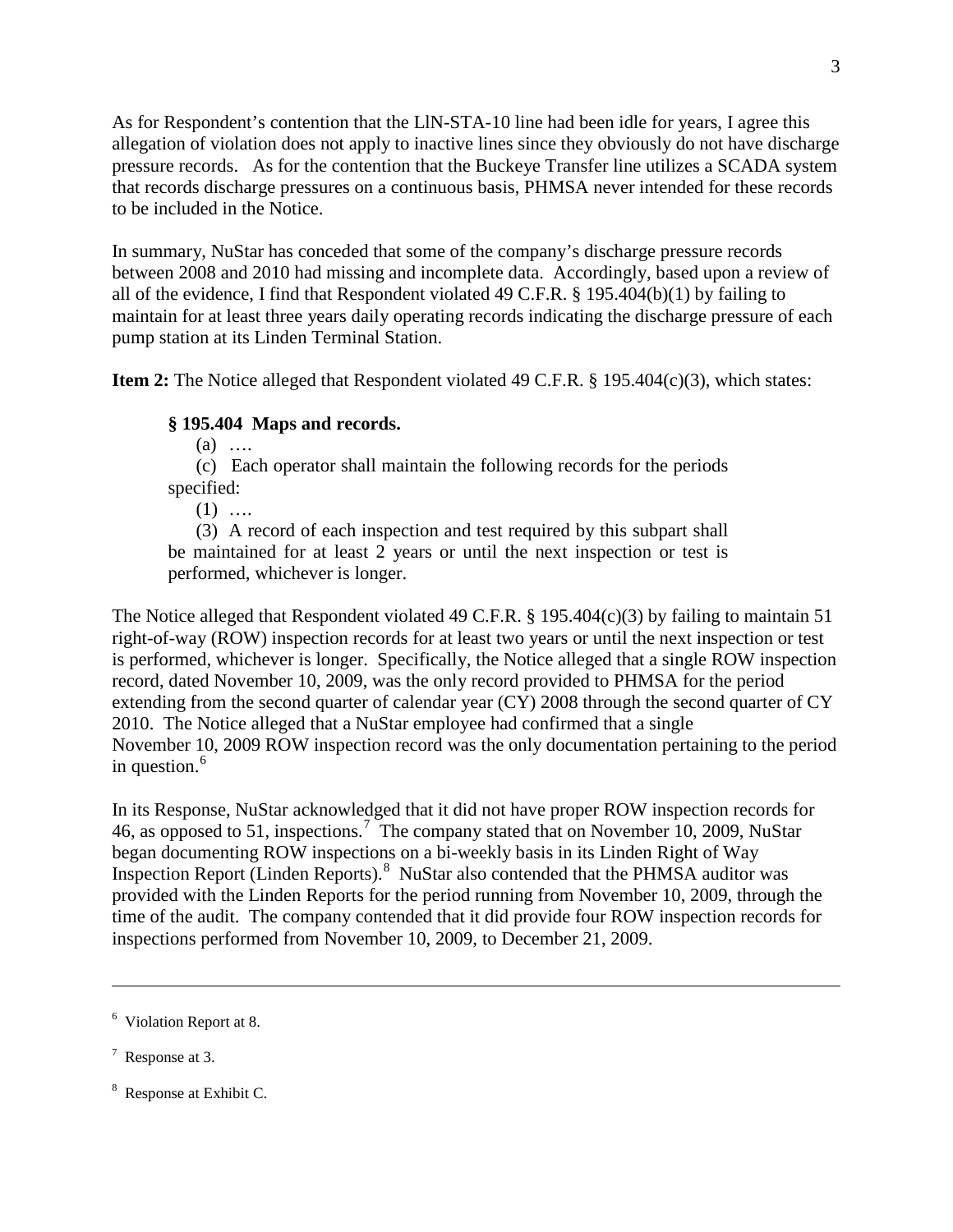As for Respondent's contention that the LlN-STA-10 line had been idle for years, I agree this allegation of violation does not apply to inactive lines since they obviously do not have discharge pressure records. As for the contention that the Buckeye Transfer line utilizes a SCADA system that records discharge pressures on a continuous basis, PHMSA never intended for these records to be included in the Notice.

In summary, NuStar has conceded that some of the company's discharge pressure records between 2008 and 2010 had missing and incomplete data. Accordingly, based upon a review of all of the evidence, I find that Respondent violated 49 C.F.R. § 195.404(b)(1) by failing to maintain for at least three years daily operating records indicating the discharge pressure of each pump station at its Linden Terminal Station.

**Item 2:** The Notice alleged that Respondent violated 49 C.F.R. § 195.404(c)(3), which states:

> **§ 195.404 Maps and records.**
>
> (a) ….
>
> (c) Each operator shall maintain the following records for the periods specified:
>
> (1) ….
>
> (3) A record of each inspection and test required by this subpart shall be maintained for at least 2 years or until the next inspection or test is performed, whichever is longer.

The Notice alleged that Respondent violated 49 C.F.R. § 195.404(c)(3) by failing to maintain 51 right-of-way (ROW) inspection records for at least two years or until the next inspection or test is performed, whichever is longer. Specifically, the Notice alleged that a single ROW inspection record, dated November 10, 2009, was the only record provided to PHMSA for the period extending from the second quarter of calendar year (CY) 2008 through the second quarter of CY 2010. The Notice alleged that a NuStar employee had confirmed that a single November 10, 2009 ROW inspection record was the only documentation pertaining to the period in question.[6]

In its Response, NuStar acknowledged that it did not have proper ROW inspection records for 46, as opposed to 51, inspections.[7] The company stated that on November 10, 2009, NuStar began documenting ROW inspections on a bi-weekly basis in its Linden Right of Way Inspection Report (Linden Reports).[8] NuStar also contended that the PHMSA auditor was provided with the Linden Reports for the period running from November 10, 2009, through the time of the audit. The company contended that it did provide four ROW inspection records for inspections performed from November 10, 2009, to December 21, 2009.

---

[6] Violation Report at 8.

[7] Response at 3.

[8] Response at Exhibit C.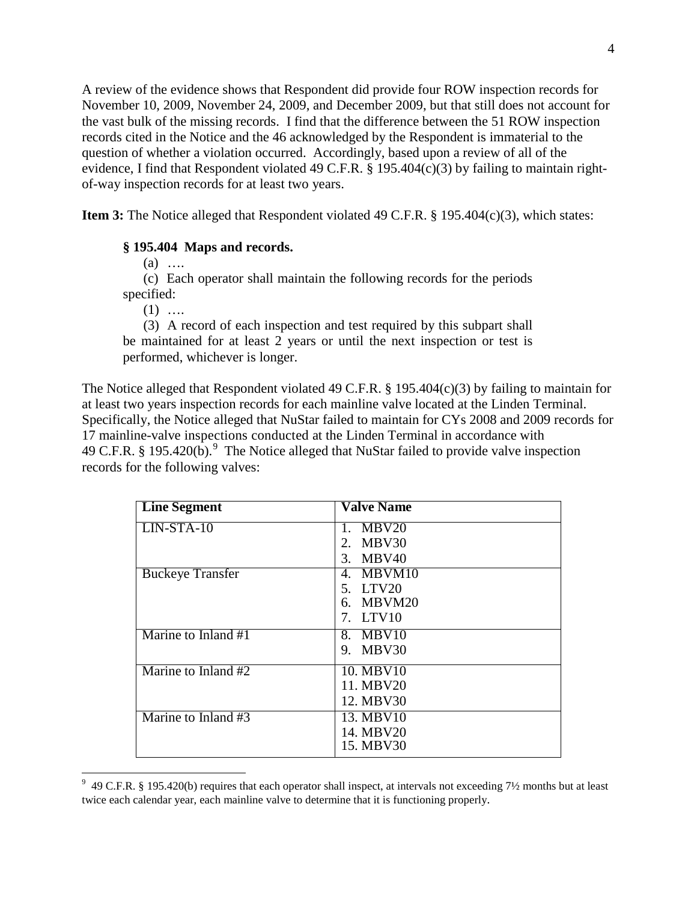A review of the evidence shows that Respondent did provide four ROW inspection records for November 10, 2009, November 24, 2009, and December 2009, but that still does not account for the vast bulk of the missing records. I find that the difference between the 51 ROW inspection records cited in the Notice and the 46 acknowledged by the Respondent is immaterial to the question of whether a violation occurred. Accordingly, based upon a review of all of the evidence, I find that Respondent violated 49 C.F.R. § 195.404(c)(3) by failing to maintain right-of-way inspection records for at least two years.

**Item 3:** The Notice alleged that Respondent violated 49 C.F.R. § 195.404(c)(3), which states:

> **§ 195.404 Maps and records.**
>
> (a) ….
>
> (c) Each operator shall maintain the following records for the periods specified:
>
> (1) ….
>
> (3) A record of each inspection and test required by this subpart shall be maintained for at least 2 years or until the next inspection or test is performed, whichever is longer.

The Notice alleged that Respondent violated 49 C.F.R. § 195.404(c)(3) by failing to maintain for at least two years inspection records for each mainline valve located at the Linden Terminal. Specifically, the Notice alleged that NuStar failed to maintain for CYs 2008 and 2009 records for 17 mainline-valve inspections conducted at the Linden Terminal in accordance with 49 C.F.R. § 195.420(b).[9] The Notice alleged that NuStar failed to provide valve inspection records for the following valves:

| Line Segment | Valve Name |
|---|---|
| LIN-STA-10 | 1. MBV20<br>2. MBV30<br>3. MBV40 |
| Buckeye Transfer | 4. MBVM10<br>5. LTV20<br>6. MBVM20<br>7. LTV10 |
| Marine to Inland #1 | 8. MBV10<br>9. MBV30 |
| Marine to Inland #2 | 10. MBV10<br>11. MBV20<br>12. MBV30 |
| Marine to Inland #3 | 13. MBV10<br>14. MBV20<br>15. MBV30 |

[9] 49 C.F.R. § 195.420(b) requires that each operator shall inspect, at intervals not exceeding 7½ months but at least twice each calendar year, each mainline valve to determine that it is functioning properly.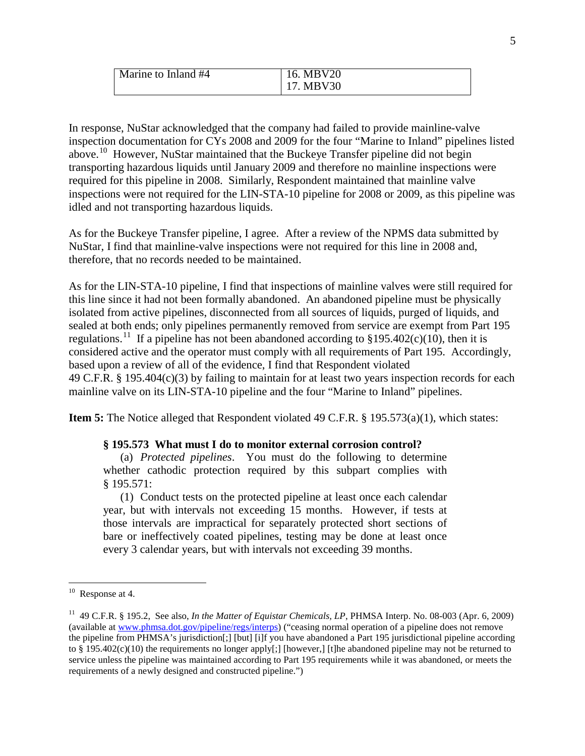| Marine to Inland #4 | 16. MBV20<br>17. MBV30 |
|---|---|

In response, NuStar acknowledged that the company had failed to provide mainline-valve inspection documentation for CYs 2008 and 2009 for the four "Marine to Inland" pipelines listed above.[10] However, NuStar maintained that the Buckeye Transfer pipeline did not begin transporting hazardous liquids until January 2009 and therefore no mainline inspections were required for this pipeline in 2008. Similarly, Respondent maintained that mainline valve inspections were not required for the LIN-STA-10 pipeline for 2008 or 2009, as this pipeline was idled and not transporting hazardous liquids.

As for the Buckeye Transfer pipeline, I agree. After a review of the NPMS data submitted by NuStar, I find that mainline-valve inspections were not required for this line in 2008 and, therefore, that no records needed to be maintained.

As for the LIN-STA-10 pipeline, I find that inspections of mainline valves were still required for this line since it had not been formally abandoned. An abandoned pipeline must be physically isolated from active pipelines, disconnected from all sources of liquids, purged of liquids, and sealed at both ends; only pipelines permanently removed from service are exempt from Part 195 regulations.[11] If a pipeline has not been abandoned according to §195.402(c)(10), then it is considered active and the operator must comply with all requirements of Part 195. Accordingly, based upon a review of all of the evidence, I find that Respondent violated 49 C.F.R. § 195.404(c)(3) by failing to maintain for at least two years inspection records for each mainline valve on its LIN-STA-10 pipeline and the four "Marine to Inland" pipelines.

**Item 5:** The Notice alleged that Respondent violated 49 C.F.R. § 195.573(a)(1), which states:

> **§ 195.573 What must I do to monitor external corrosion control?**
>
> (a) *Protected pipelines*. You must do the following to determine whether cathodic protection required by this subpart complies with § 195.571:
>
> (1) Conduct tests on the protected pipeline at least once each calendar year, but with intervals not exceeding 15 months. However, if tests at those intervals are impractical for separately protected short sections of bare or ineffectively coated pipelines, testing may be done at least once every 3 calendar years, but with intervals not exceeding 39 months.

---

[10] Response at 4.

[11] 49 C.F.R. § 195.2, See also, *In the Matter of Equistar Chemicals, LP*, PHMSA Interp. No. 08-003 (Apr. 6, 2009) (available at www.phmsa.dot.gov/pipeline/regs/interps) ("ceasing normal operation of a pipeline does not remove the pipeline from PHMSA's jurisdiction[;] [but] [i]f you have abandoned a Part 195 jurisdictional pipeline according to § 195.402(c)(10) the requirements no longer apply[;] [however,] [t]he abandoned pipeline may not be returned to service unless the pipeline was maintained according to Part 195 requirements while it was abandoned, or meets the requirements of a newly designed and constructed pipeline.")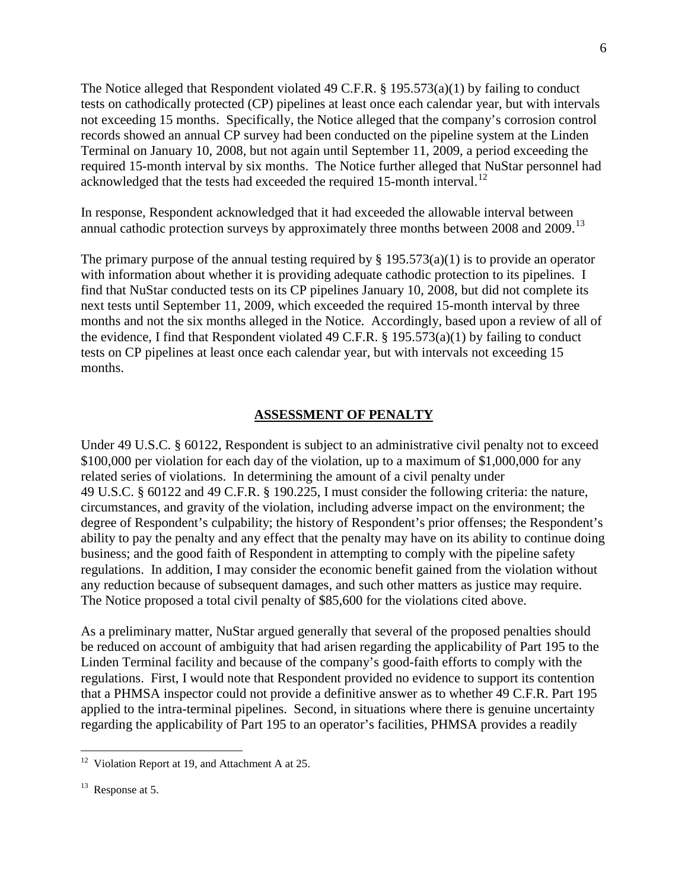The Notice alleged that Respondent violated 49 C.F.R. § 195.573(a)(1) by failing to conduct tests on cathodically protected (CP) pipelines at least once each calendar year, but with intervals not exceeding 15 months. Specifically, the Notice alleged that the company's corrosion control records showed an annual CP survey had been conducted on the pipeline system at the Linden Terminal on January 10, 2008, but not again until September 11, 2009, a period exceeding the required 15-month interval by six months. The Notice further alleged that NuStar personnel had acknowledged that the tests had exceeded the required 15-month interval.[12]

In response, Respondent acknowledged that it had exceeded the allowable interval between annual cathodic protection surveys by approximately three months between 2008 and 2009.[13]

The primary purpose of the annual testing required by § 195.573(a)(1) is to provide an operator with information about whether it is providing adequate cathodic protection to its pipelines. I find that NuStar conducted tests on its CP pipelines January 10, 2008, but did not complete its next tests until September 11, 2009, which exceeded the required 15-month interval by three months and not the six months alleged in the Notice. Accordingly, based upon a review of all of the evidence, I find that Respondent violated 49 C.F.R. § 195.573(a)(1) by failing to conduct tests on CP pipelines at least once each calendar year, but with intervals not exceeding 15 months.

## ASSESSMENT OF PENALTY

Under 49 U.S.C. § 60122, Respondent is subject to an administrative civil penalty not to exceed $100,000 per violation for each day of the violation, up to a maximum of $1,000,000 for any related series of violations. In determining the amount of a civil penalty under 49 U.S.C. § 60122 and 49 C.F.R. § 190.225, I must consider the following criteria: the nature, circumstances, and gravity of the violation, including adverse impact on the environment; the degree of Respondent's culpability; the history of Respondent's prior offenses; the Respondent's ability to pay the penalty and any effect that the penalty may have on its ability to continue doing business; and the good faith of Respondent in attempting to comply with the pipeline safety regulations. In addition, I may consider the economic benefit gained from the violation without any reduction because of subsequent damages, and such other matters as justice may require. The Notice proposed a total civil penalty of $85,600 for the violations cited above.

As a preliminary matter, NuStar argued generally that several of the proposed penalties should be reduced on account of ambiguity that had arisen regarding the applicability of Part 195 to the Linden Terminal facility and because of the company's good-faith efforts to comply with the regulations. First, I would note that Respondent provided no evidence to support its contention that a PHMSA inspector could not provide a definitive answer as to whether 49 C.F.R. Part 195 applied to the intra-terminal pipelines. Second, in situations where there is genuine uncertainty regarding the applicability of Part 195 to an operator's facilities, PHMSA provides a readily

---

[12] Violation Report at 19, and Attachment A at 25.

[13] Response at 5.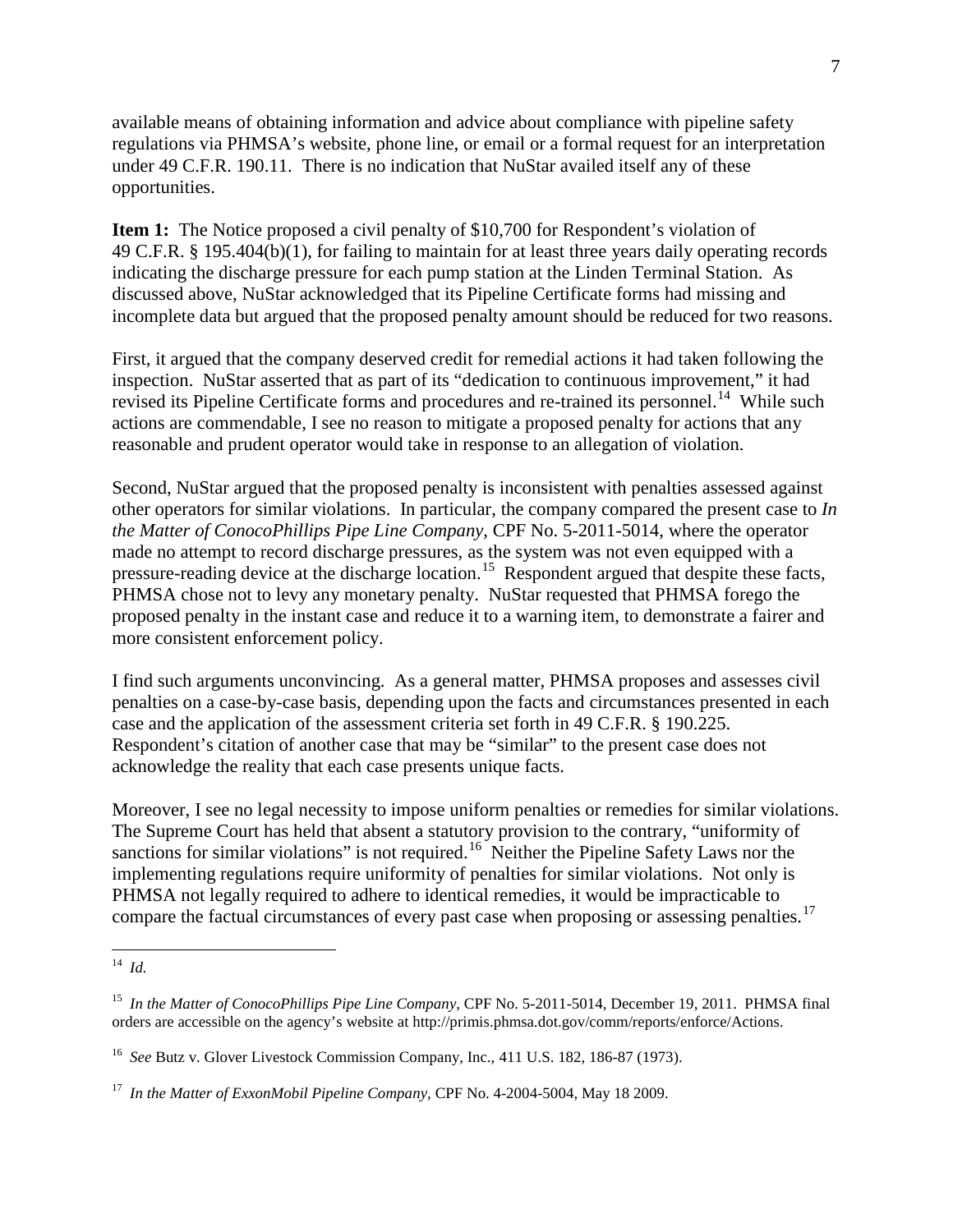available means of obtaining information and advice about compliance with pipeline safety regulations via PHMSA's website, phone line, or email or a formal request for an interpretation under 49 C.F.R. 190.11. There is no indication that NuStar availed itself any of these opportunities.

**Item 1:** The Notice proposed a civil penalty of $10,700 for Respondent's violation of 49 C.F.R. § 195.404(b)(1), for failing to maintain for at least three years daily operating records indicating the discharge pressure for each pump station at the Linden Terminal Station. As discussed above, NuStar acknowledged that its Pipeline Certificate forms had missing and incomplete data but argued that the proposed penalty amount should be reduced for two reasons.

First, it argued that the company deserved credit for remedial actions it had taken following the inspection. NuStar asserted that as part of its "dedication to continuous improvement," it had revised its Pipeline Certificate forms and procedures and re-trained its personnel.[14] While such actions are commendable, I see no reason to mitigate a proposed penalty for actions that any reasonable and prudent operator would take in response to an allegation of violation.

Second, NuStar argued that the proposed penalty is inconsistent with penalties assessed against other operators for similar violations. In particular, the company compared the present case to *In the Matter of ConocoPhillips Pipe Line Company*, CPF No. 5-2011-5014, where the operator made no attempt to record discharge pressures, as the system was not even equipped with a pressure-reading device at the discharge location.[15] Respondent argued that despite these facts, PHMSA chose not to levy any monetary penalty. NuStar requested that PHMSA forego the proposed penalty in the instant case and reduce it to a warning item, to demonstrate a fairer and more consistent enforcement policy.

I find such arguments unconvincing. As a general matter, PHMSA proposes and assesses civil penalties on a case-by-case basis, depending upon the facts and circumstances presented in each case and the application of the assessment criteria set forth in 49 C.F.R. § 190.225. Respondent's citation of another case that may be "similar" to the present case does not acknowledge the reality that each case presents unique facts.

Moreover, I see no legal necessity to impose uniform penalties or remedies for similar violations. The Supreme Court has held that absent a statutory provision to the contrary, "uniformity of sanctions for similar violations" is not required.[16] Neither the Pipeline Safety Laws nor the implementing regulations require uniformity of penalties for similar violations. Not only is PHMSA not legally required to adhere to identical remedies, it would be impracticable to compare the factual circumstances of every past case when proposing or assessing penalties.[17]

---

[14] *Id.*

[15] *In the Matter of ConocoPhillips Pipe Line Company*, CPF No. 5-2011-5014, December 19, 2011. PHMSA final orders are accessible on the agency's website at http://primis.phmsa.dot.gov/comm/reports/enforce/Actions.

[16] *See* Butz v. Glover Livestock Commission Company, Inc., 411 U.S. 182, 186-87 (1973).

[17] *In the Matter of ExxonMobil Pipeline Company*, CPF No. 4-2004-5004, May 18 2009.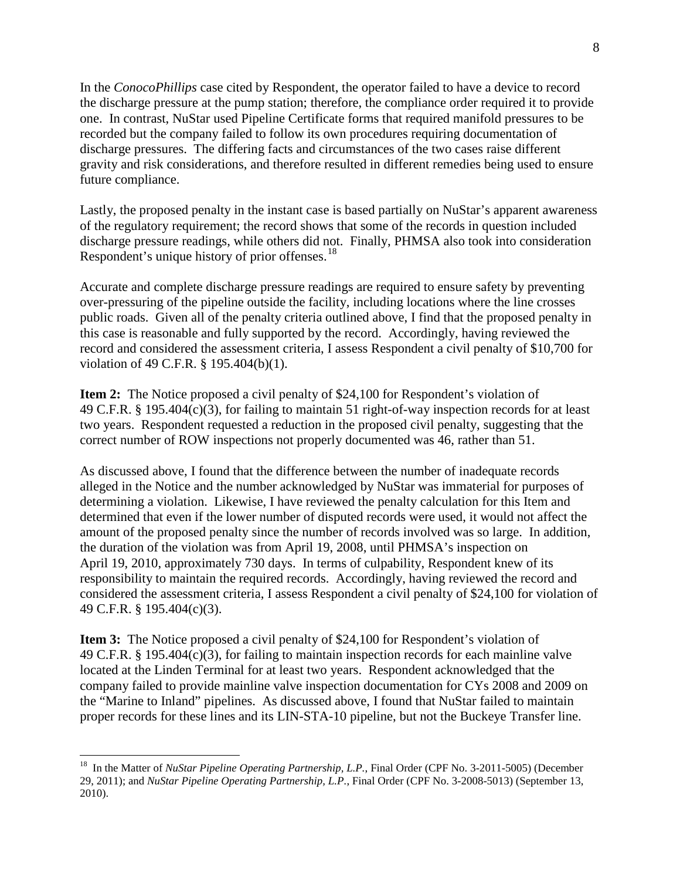In the *ConocoPhillips* case cited by Respondent, the operator failed to have a device to record the discharge pressure at the pump station; therefore, the compliance order required it to provide one. In contrast, NuStar used Pipeline Certificate forms that required manifold pressures to be recorded but the company failed to follow its own procedures requiring documentation of discharge pressures. The differing facts and circumstances of the two cases raise different gravity and risk considerations, and therefore resulted in different remedies being used to ensure future compliance.

Lastly, the proposed penalty in the instant case is based partially on NuStar's apparent awareness of the regulatory requirement; the record shows that some of the records in question included discharge pressure readings, while others did not. Finally, PHMSA also took into consideration Respondent's unique history of prior offenses.[18]

Accurate and complete discharge pressure readings are required to ensure safety by preventing over-pressuring of the pipeline outside the facility, including locations where the line crosses public roads. Given all of the penalty criteria outlined above, I find that the proposed penalty in this case is reasonable and fully supported by the record. Accordingly, having reviewed the record and considered the assessment criteria, I assess Respondent a civil penalty of $10,700 for violation of 49 C.F.R. § 195.404(b)(1).

**Item 2:** The Notice proposed a civil penalty of $24,100 for Respondent's violation of 49 C.F.R. § 195.404(c)(3), for failing to maintain 51 right-of-way inspection records for at least two years. Respondent requested a reduction in the proposed civil penalty, suggesting that the correct number of ROW inspections not properly documented was 46, rather than 51.

As discussed above, I found that the difference between the number of inadequate records alleged in the Notice and the number acknowledged by NuStar was immaterial for purposes of determining a violation. Likewise, I have reviewed the penalty calculation for this Item and determined that even if the lower number of disputed records were used, it would not affect the amount of the proposed penalty since the number of records involved was so large. In addition, the duration of the violation was from April 19, 2008, until PHMSA's inspection on April 19, 2010, approximately 730 days. In terms of culpability, Respondent knew of its responsibility to maintain the required records. Accordingly, having reviewed the record and considered the assessment criteria, I assess Respondent a civil penalty of $24,100 for violation of 49 C.F.R. § 195.404(c)(3).

**Item 3:** The Notice proposed a civil penalty of $24,100 for Respondent's violation of 49 C.F.R. § 195.404(c)(3), for failing to maintain inspection records for each mainline valve located at the Linden Terminal for at least two years. Respondent acknowledged that the company failed to provide mainline valve inspection documentation for CYs 2008 and 2009 on the "Marine to Inland" pipelines. As discussed above, I found that NuStar failed to maintain proper records for these lines and its LIN-STA-10 pipeline, but not the Buckeye Transfer line.

---

[18] In the Matter of *NuStar Pipeline Operating Partnership, L.P.*, Final Order (CPF No. 3-2011-5005) (December 29, 2011); and *NuStar Pipeline Operating Partnership, L.P.*, Final Order (CPF No. 3-2008-5013) (September 13, 2010).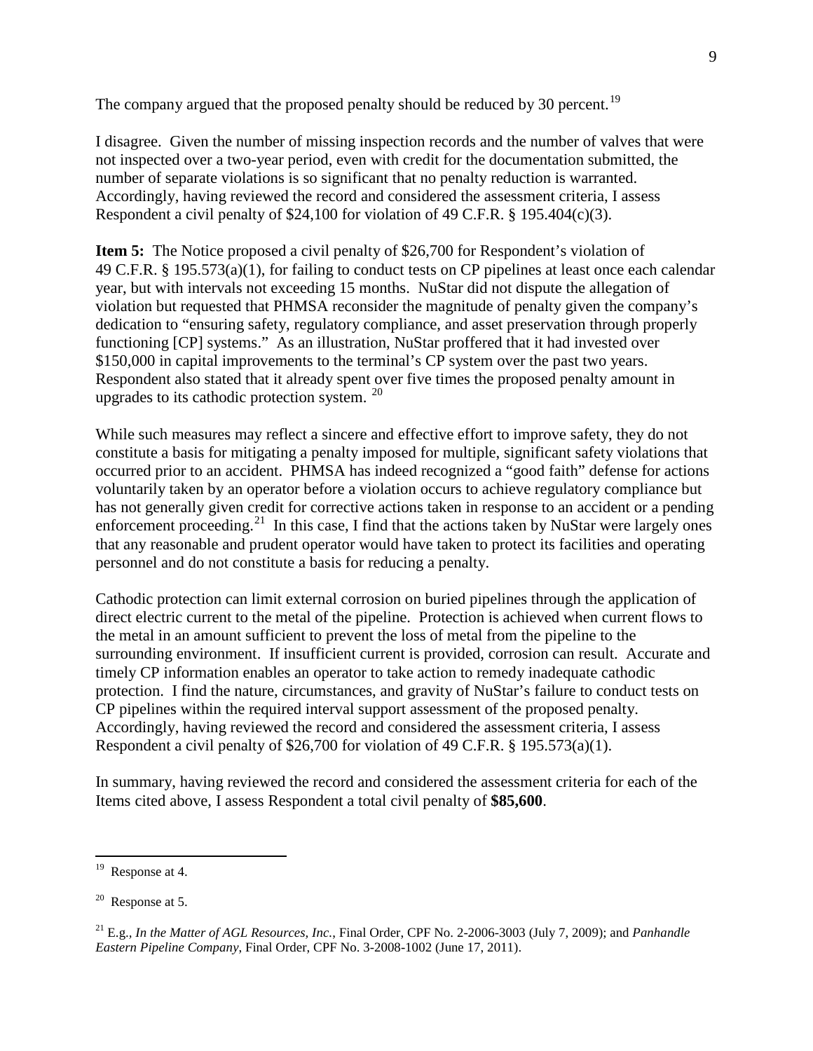The company argued that the proposed penalty should be reduced by 30 percent.[19]

I disagree. Given the number of missing inspection records and the number of valves that were not inspected over a two-year period, even with credit for the documentation submitted, the number of separate violations is so significant that no penalty reduction is warranted. Accordingly, having reviewed the record and considered the assessment criteria, I assess Respondent a civil penalty of $24,100 for violation of 49 C.F.R. § 195.404(c)(3).

**Item 5:** The Notice proposed a civil penalty of $26,700 for Respondent's violation of 49 C.F.R. § 195.573(a)(1), for failing to conduct tests on CP pipelines at least once each calendar year, but with intervals not exceeding 15 months. NuStar did not dispute the allegation of violation but requested that PHMSA reconsider the magnitude of penalty given the company's dedication to "ensuring safety, regulatory compliance, and asset preservation through properly functioning [CP] systems." As an illustration, NuStar proffered that it had invested over $150,000 in capital improvements to the terminal's CP system over the past two years. Respondent also stated that it already spent over five times the proposed penalty amount in upgrades to its cathodic protection system.[20]

While such measures may reflect a sincere and effective effort to improve safety, they do not constitute a basis for mitigating a penalty imposed for multiple, significant safety violations that occurred prior to an accident. PHMSA has indeed recognized a "good faith" defense for actions voluntarily taken by an operator before a violation occurs to achieve regulatory compliance but has not generally given credit for corrective actions taken in response to an accident or a pending enforcement proceeding.[21] In this case, I find that the actions taken by NuStar were largely ones that any reasonable and prudent operator would have taken to protect its facilities and operating personnel and do not constitute a basis for reducing a penalty.

Cathodic protection can limit external corrosion on buried pipelines through the application of direct electric current to the metal of the pipeline. Protection is achieved when current flows to the metal in an amount sufficient to prevent the loss of metal from the pipeline to the surrounding environment. If insufficient current is provided, corrosion can result. Accurate and timely CP information enables an operator to take action to remedy inadequate cathodic protection. I find the nature, circumstances, and gravity of NuStar's failure to conduct tests on CP pipelines within the required interval support assessment of the proposed penalty. Accordingly, having reviewed the record and considered the assessment criteria, I assess Respondent a civil penalty of $26,700 for violation of 49 C.F.R. § 195.573(a)(1).

In summary, having reviewed the record and considered the assessment criteria for each of the Items cited above, I assess Respondent a total civil penalty of **$85,600**.

---

[19] Response at 4.

[20] Response at 5.

[21] E.g., *In the Matter of AGL Resources, Inc.*, Final Order, CPF No. 2-2006-3003 (July 7, 2009); and *Panhandle Eastern Pipeline Company*, Final Order, CPF No. 3-2008-1002 (June 17, 2011).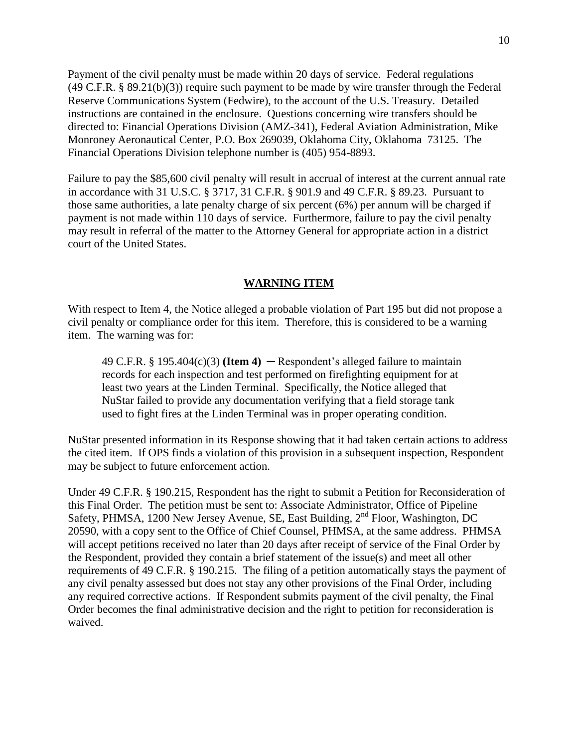Payment of the civil penalty must be made within 20 days of service. Federal regulations (49 C.F.R. § 89.21(b)(3)) require such payment to be made by wire transfer through the Federal Reserve Communications System (Fedwire), to the account of the U.S. Treasury. Detailed instructions are contained in the enclosure. Questions concerning wire transfers should be directed to: Financial Operations Division (AMZ-341), Federal Aviation Administration, Mike Monroney Aeronautical Center, P.O. Box 269039, Oklahoma City, Oklahoma 73125. The Financial Operations Division telephone number is (405) 954-8893.

Failure to pay the $85,600 civil penalty will result in accrual of interest at the current annual rate in accordance with 31 U.S.C. § 3717, 31 C.F.R. § 901.9 and 49 C.F.R. § 89.23. Pursuant to those same authorities, a late penalty charge of six percent (6%) per annum will be charged if payment is not made within 110 days of service. Furthermore, failure to pay the civil penalty may result in referral of the matter to the Attorney General for appropriate action in a district court of the United States.

## WARNING ITEM

With respect to Item 4, the Notice alleged a probable violation of Part 195 but did not propose a civil penalty or compliance order for this item. Therefore, this is considered to be a warning item. The warning was for:

> 49 C.F.R. § 195.404(c)(3) **(Item 4)** ─ Respondent's alleged failure to maintain records for each inspection and test performed on firefighting equipment for at least two years at the Linden Terminal. Specifically, the Notice alleged that NuStar failed to provide any documentation verifying that a field storage tank used to fight fires at the Linden Terminal was in proper operating condition.

NuStar presented information in its Response showing that it had taken certain actions to address the cited item. If OPS finds a violation of this provision in a subsequent inspection, Respondent may be subject to future enforcement action.

Under 49 C.F.R. § 190.215, Respondent has the right to submit a Petition for Reconsideration of this Final Order. The petition must be sent to: Associate Administrator, Office of Pipeline Safety, PHMSA, 1200 New Jersey Avenue, SE, East Building, 2nd Floor, Washington, DC 20590, with a copy sent to the Office of Chief Counsel, PHMSA, at the same address. PHMSA will accept petitions received no later than 20 days after receipt of service of the Final Order by the Respondent, provided they contain a brief statement of the issue(s) and meet all other requirements of 49 C.F.R. § 190.215. The filing of a petition automatically stays the payment of any civil penalty assessed but does not stay any other provisions of the Final Order, including any required corrective actions. If Respondent submits payment of the civil penalty, the Final Order becomes the final administrative decision and the right to petition for reconsideration is waived.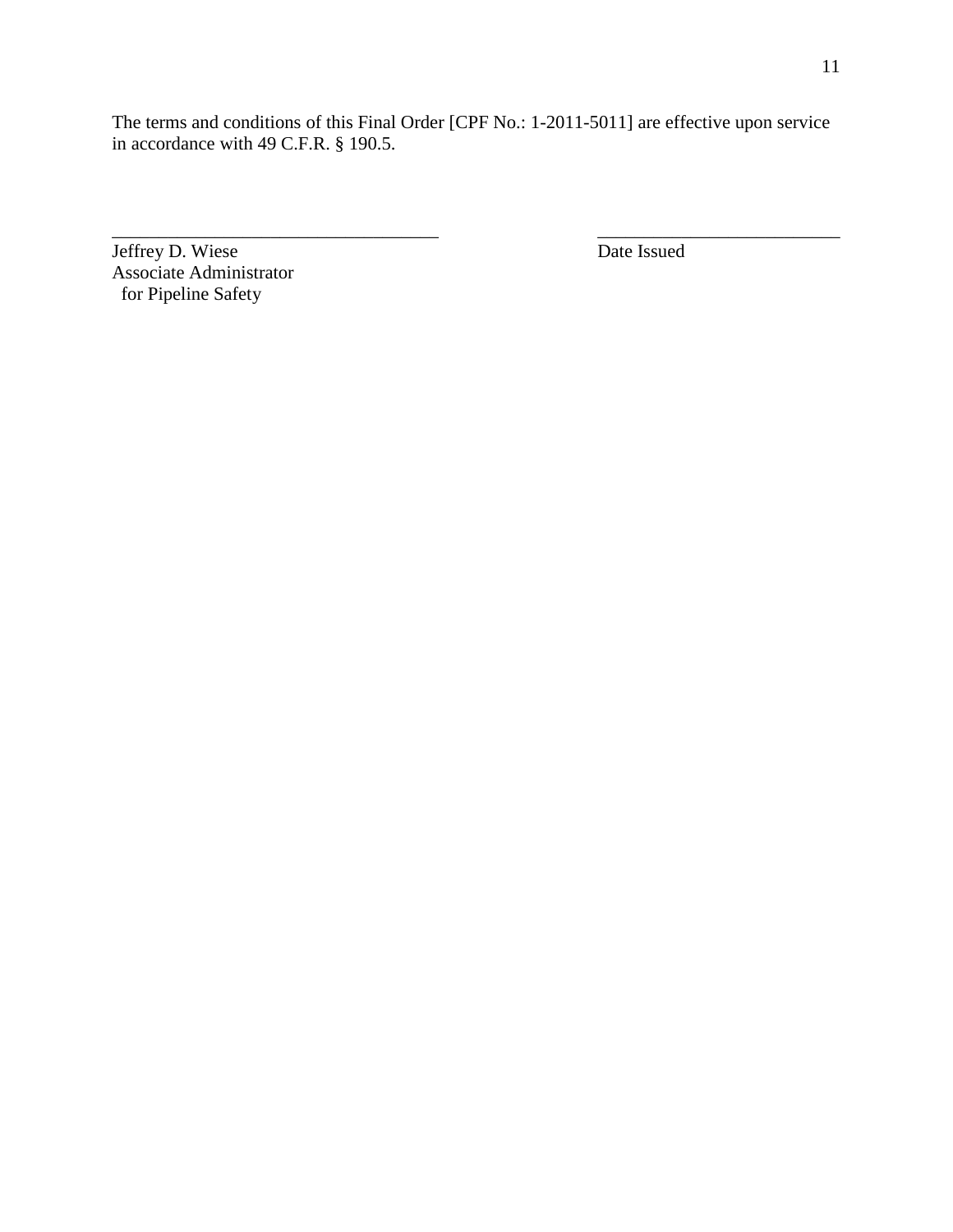The terms and conditions of this Final Order [CPF No.: 1-2011-5011] are effective upon service in accordance with 49 C.F.R. § 190.5.

\_\_\_\_\_\_\_\_\_\_\_\_\_\_\_\_\_\_\_\_\_\_\_\_\_\_\_\_\_\_\_\_\_\_\_\_\_\_\_ \_\_\_\_\_\_\_\_\_\_\_\_\_\_\_\_\_\_\_\_\_\_\_\_\_\_\_\_\_\_

Jeffrey D. Wiese  
Associate Administrator  
for Pipeline Safety

Date Issued